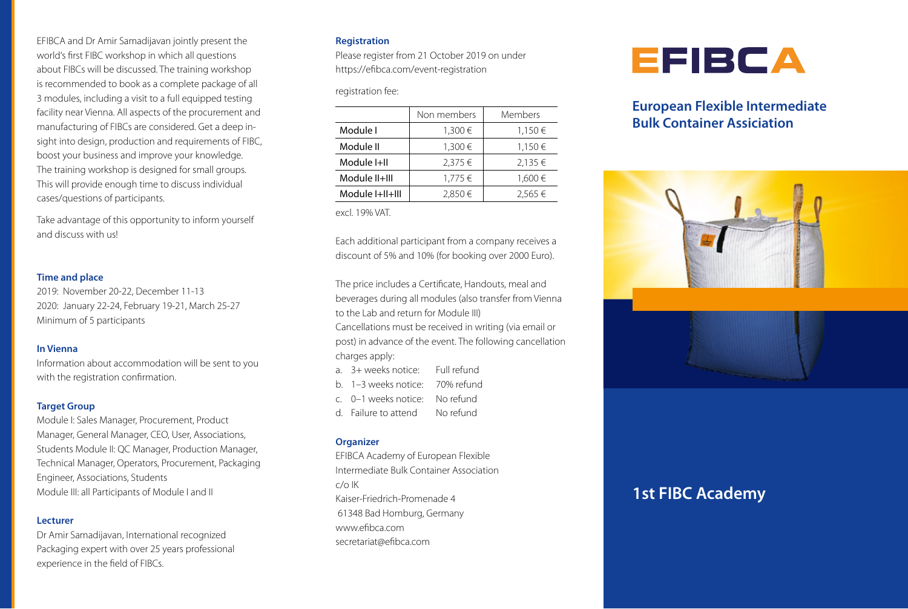EFIBCA and Dr Amir Samadijavan jointly present the world's first FIBC workshop in which all questions about FIBCs will be discussed. The training workshop is recommended to book as a complete package of all 3 modules, including a visit to a full equipped testing facility near Vienna. All aspects of the procurement and manufacturing of FIBCs are considered. Get a deep insight into design, production and requirements of FIBC, boost your business and improve your knowledge. The training workshop is designed for small groups. This will provide enough time to discuss individual cases/questions of participants.

Take advantage of this opportunity to inform yourself and discuss with us!

### Time and place

2019: November 20-22, December 11-13
2020: January 22-24, February 19-21, March 25-27
Minimum of 5 participants

### In Vienna

Information about accommodation will be sent to you with the registration confirmation.

### Target Group

Module I: Sales Manager, Procurement, Product Manager, General Manager, CEO, User, Associations, Students Module II: QC Manager, Production Manager, Technical Manager, Operators, Procurement, Packaging Engineer, Associations, Students
Module III: all Participants of Module I and II

### Lecturer

Dr Amir Samadijavan, International recognized Packaging expert with over 25 years professional experience in the field of FIBCs.

### Registration

Please register from 21 October 2019 on under https://efibca.com/event-registration

registration fee:

| | Non members | Members |
|---|---|---|
| Module I | 1,300 € | 1,150 € |
| Module II | 1,300 € | 1,150 € |
| Module I+II | 2,375 € | 2,135 € |
| Module II+III | 1,775 € | 1,600 € |
| Module I+II+III | 2,850 € | 2,565 € |

excl. 19% VAT.

Each additional participant from a company receives a discount of 5% and 10% (for booking over 2000 Euro).

The price includes a Certificate, Handouts, meal and beverages during all modules (also transfer from Vienna to the Lab and return for Module III)
Cancellations must be received in writing (via email or post) in advance of the event. The following cancellation charges apply:

a. 3+ weeks notice: Full refund
b. 1–3 weeks notice: 70% refund
c. 0–1 weeks notice: No refund
d. Failure to attend No refund

### Organizer

EFIBCA Academy of European Flexible Intermediate Bulk Container Association
c/o IK
Kaiser-Friedrich-Promenade 4
61348 Bad Homburg, Germany
www.efibca.com
secretariat@efibca.com

# EFIBCA

## European Flexible Intermediate Bulk Container Assiciation

# 1st FIBC Academy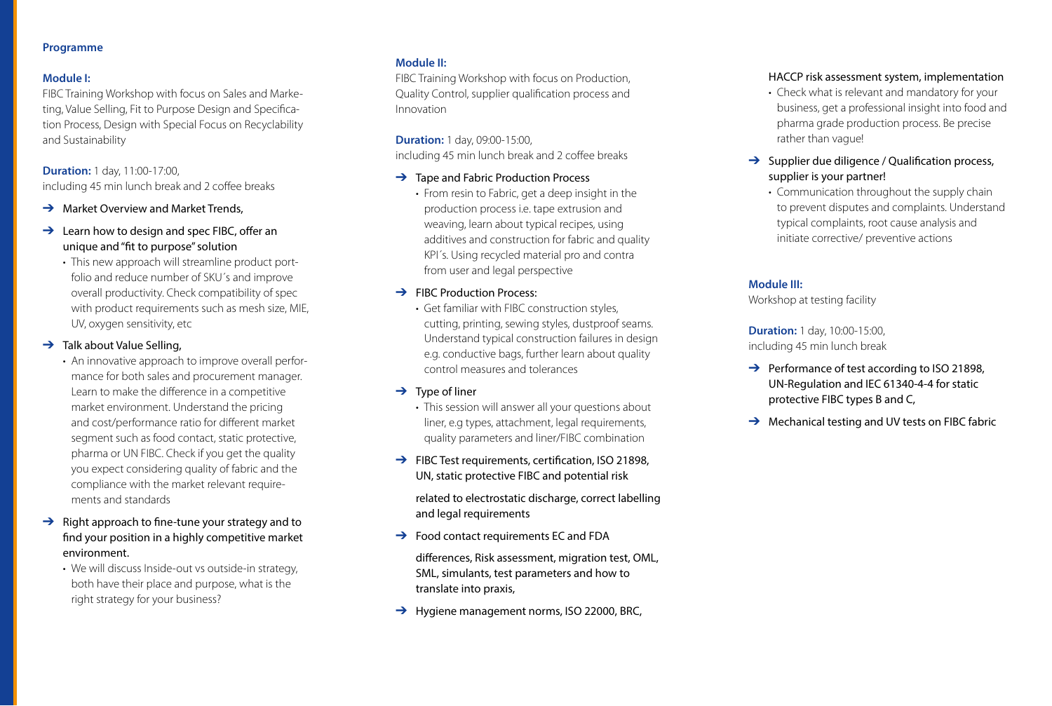## Programme

### Module I:

FIBC Training Workshop with focus on Sales and Marketing, Value Selling, Fit to Purpose Design and Specification Process, Design with Special Focus on Recyclability and Sustainability

**Duration:** 1 day, 11:00-17:00,
including 45 min lunch break and 2 coffee breaks

- Market Overview and Market Trends,
- Learn how to design and spec FIBC, offer an unique and "fit to purpose" solution
  - This new approach will streamline product portfolio and reduce number of SKU´s and improve overall productivity. Check compatibility of spec with product requirements such as mesh size, MIE, UV, oxygen sensitivity, etc
- Talk about Value Selling,
  - An innovative approach to improve overall performance for both sales and procurement manager. Learn to make the difference in a competitive market environment. Understand the pricing and cost/performance ratio for different market segment such as food contact, static protective, pharma or UN FIBC. Check if you get the quality you expect considering quality of fabric and the compliance with the market relevant requirements and standards
- Right approach to fine-tune your strategy and to find your position in a highly competitive market environment.
  - We will discuss Inside-out vs outside-in strategy, both have their place and purpose, what is the right strategy for your business?

### Module II:

FIBC Training Workshop with focus on Production, Quality Control, supplier qualification process and Innovation

**Duration:** 1 day, 09:00-15:00,
including 45 min lunch break and 2 coffee breaks

- Tape and Fabric Production Process
  - From resin to Fabric, get a deep insight in the production process i.e. tape extrusion and weaving, learn about typical recipes, using additives and construction for fabric and quality KPI´s. Using recycled material pro and contra from user and legal perspective
- FIBC Production Process:
  - Get familiar with FIBC construction styles, cutting, printing, sewing styles, dustproof seams. Understand typical construction failures in design e.g. conductive bags, further learn about quality control measures and tolerances
- Type of liner
  - This session will answer all your questions about liner, e.g types, attachment, legal requirements, quality parameters and liner/FIBC combination
- FIBC Test requirements, certification, ISO 21898, UN, static protective FIBC and potential risk

  related to electrostatic discharge, correct labelling and legal requirements
- Food contact requirements EC and FDA

  differences, Risk assessment, migration test, OML, SML, simulants, test parameters and how to translate into praxis,
- Hygiene management norms, ISO 22000, BRC,

  HACCP risk assessment system, implementation
  - Check what is relevant and mandatory for your business, get a professional insight into food and pharma grade production process. Be precise rather than vague!
- Supplier due diligence / Qualification process, supplier is your partner!
  - Communication throughout the supply chain to prevent disputes and complaints. Understand typical complaints, root cause analysis and initiate corrective/ preventive actions

### Module III:

Workshop at testing facility

**Duration:** 1 day, 10:00-15:00,
including 45 min lunch break

- Performance of test according to ISO 21898, UN-Regulation and IEC 61340-4-4 for static protective FIBC types B and C,
- Mechanical testing and UV tests on FIBC fabric